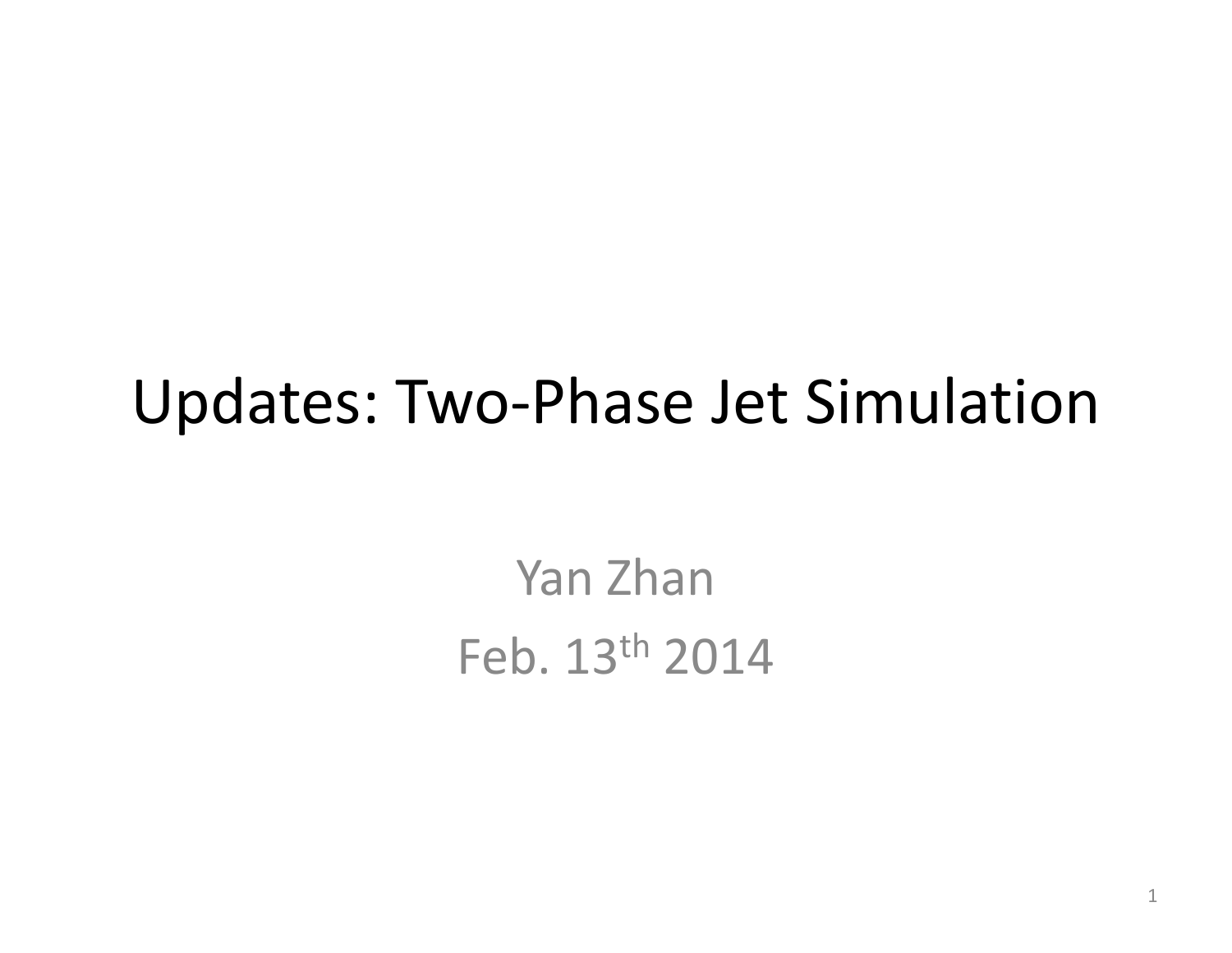# Updates: Two-Phase Jet Simulation

Yan Zhan

Feb. 13th 2014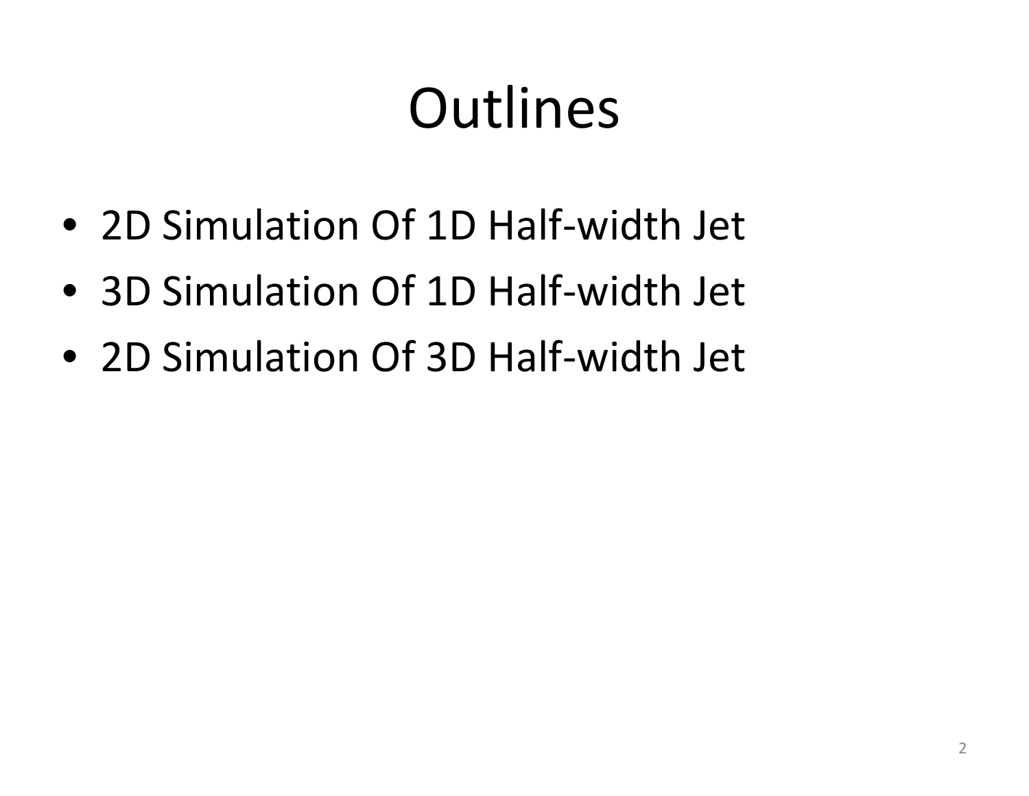# Outlines

- 2D Simulation Of 1D Half-width Jet
- 3D Simulation Of 1D Half-width Jet
- 2D Simulation Of 3D Half-width Jet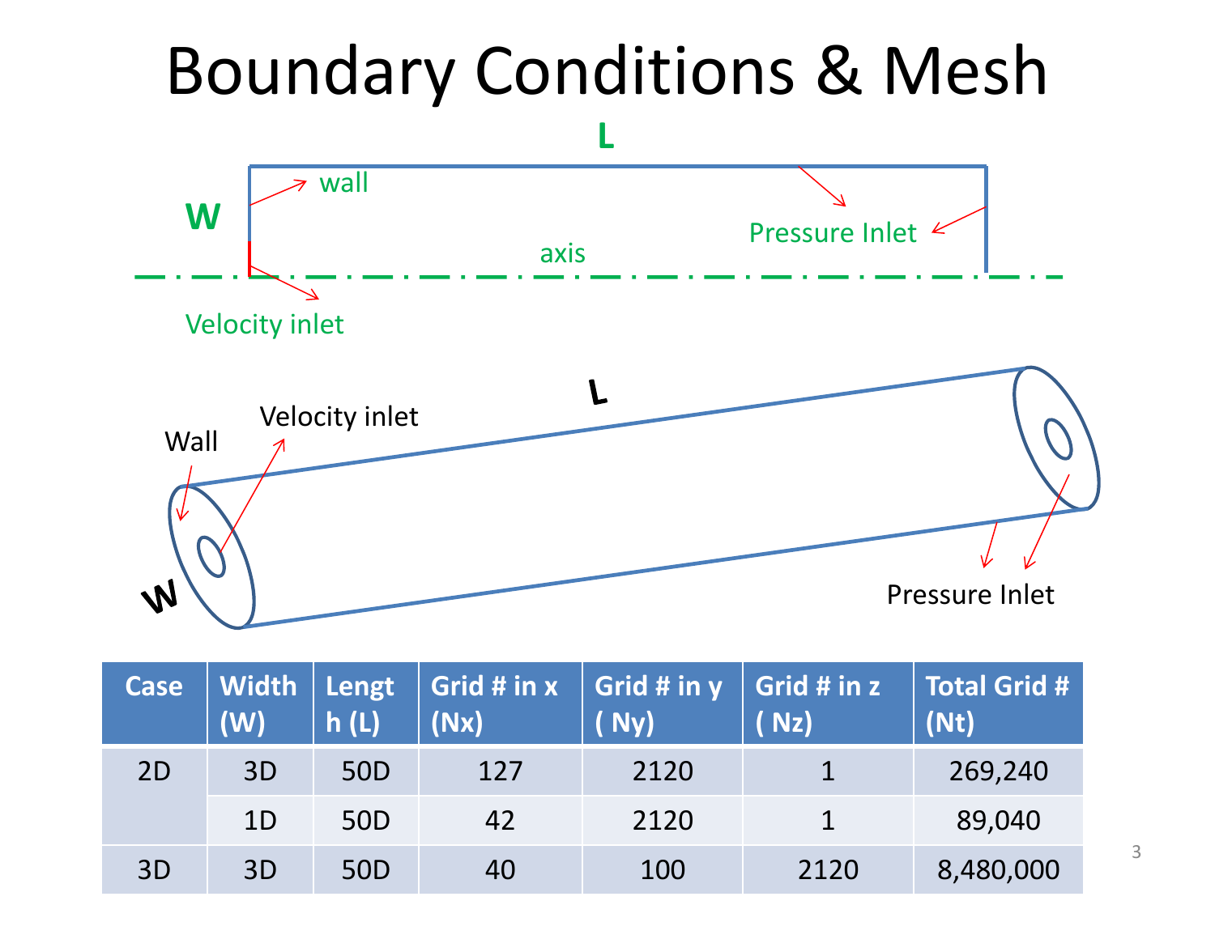# Boundary Conditions & Mesh

L

W

wall

Pressure Inlet

axis

Velocity inlet

L

Wall

Velocity inlet

W

Pressure Inlet

| Case | Width (W) | Length (L) | Grid # in x (Nx) | Grid # in y ( Ny) | Grid # in z ( Nz) | Total Grid # (Nt) |
|---|---|---|---|---|---|---|
| 2D | 3D | 50D | 127 | 2120 | 1 | 269,240 |
| | 1D | 50D | 42 | 2120 | 1 | 89,040 |
| 3D | 3D | 50D | 40 | 100 | 2120 | 8,480,000 |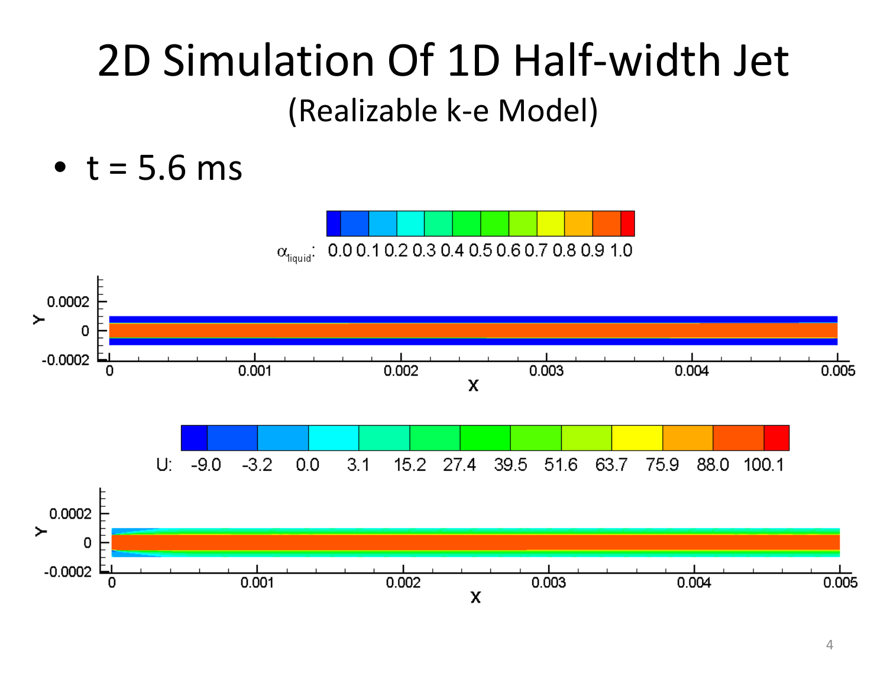# 2D Simulation Of 1D Half-width Jet

## (Realizable k-e Model)

- t = 5.6 ms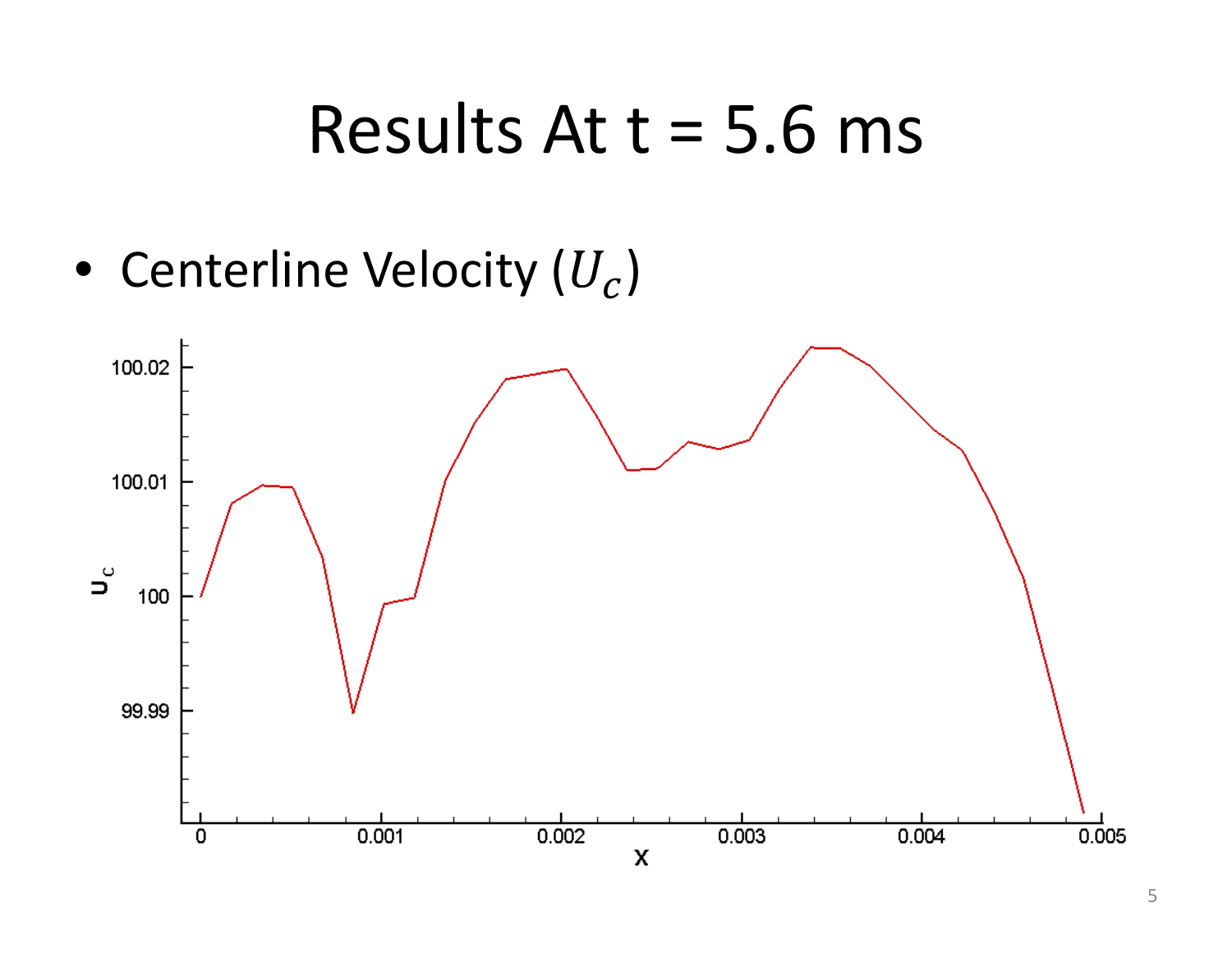# Results At t = 5.6 ms

- Centerline Velocity ($U_c$)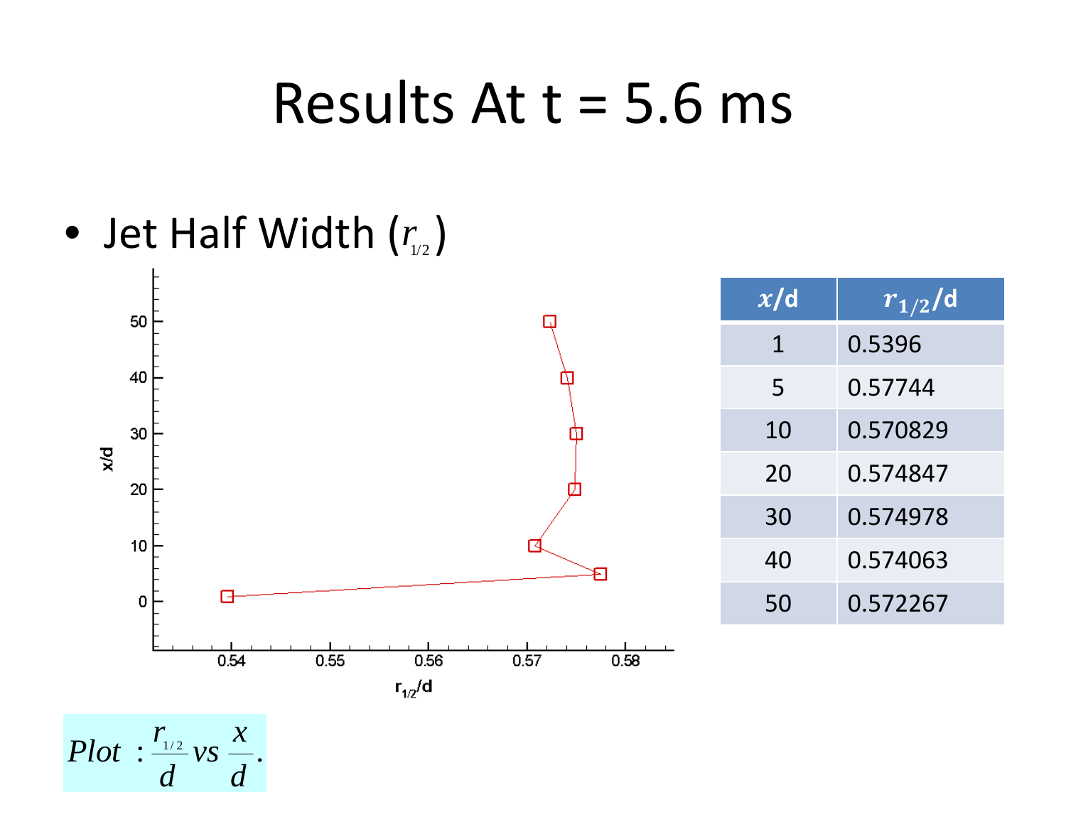# Results At t = 5.6 ms

- Jet Half Width ($r_{1/2}$)

| $x$/d | $r_{1/2}$/d |
|---|---|
| 1 | 0.5396 |
| 5 | 0.57744 |
| 10 | 0.570829 |
| 20 | 0.574847 |
| 30 | 0.574978 |
| 40 | 0.574063 |
| 50 | 0.572267 |

$Plot\ : \frac{r_{1/2}}{d}\ vs\ \frac{x}{d}.$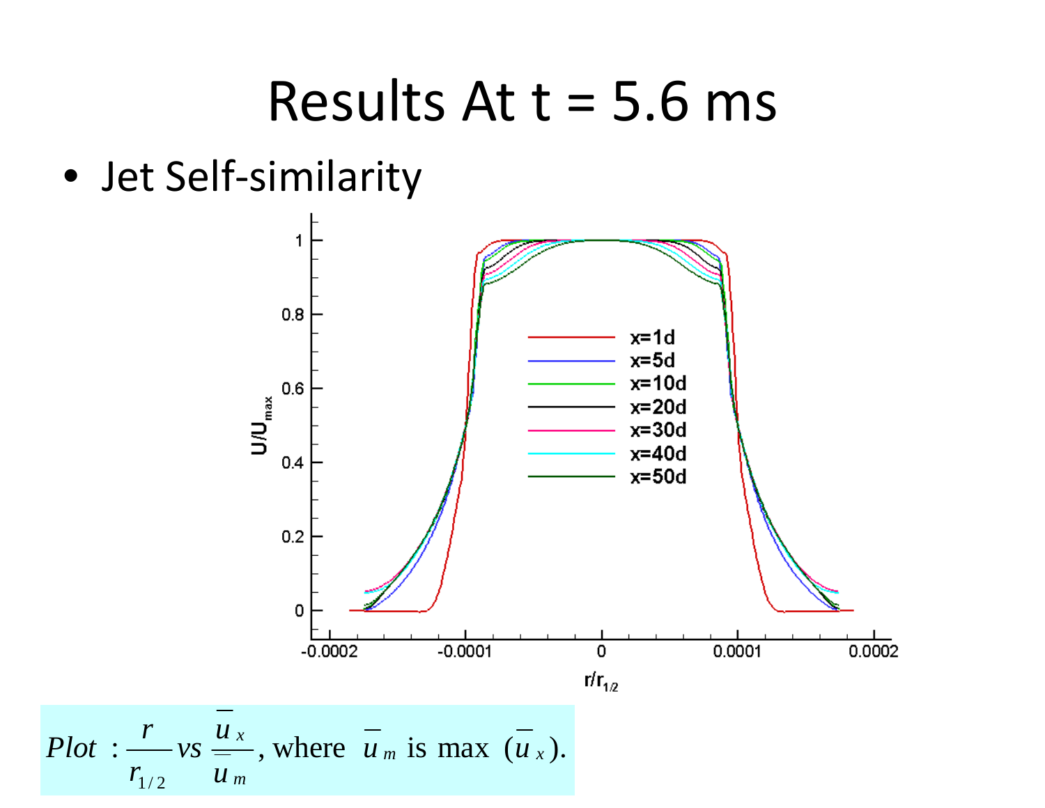# Results At t = 5.6 ms

- Jet Self-similarity

$$Plot\ :\frac{r}{r_{1/2}}\ vs\ \frac{\overline{u}_x}{\overline{u}_m},\ \text{where}\ \overline{u}_m\ \text{is max}\ (\overline{u}_x).$$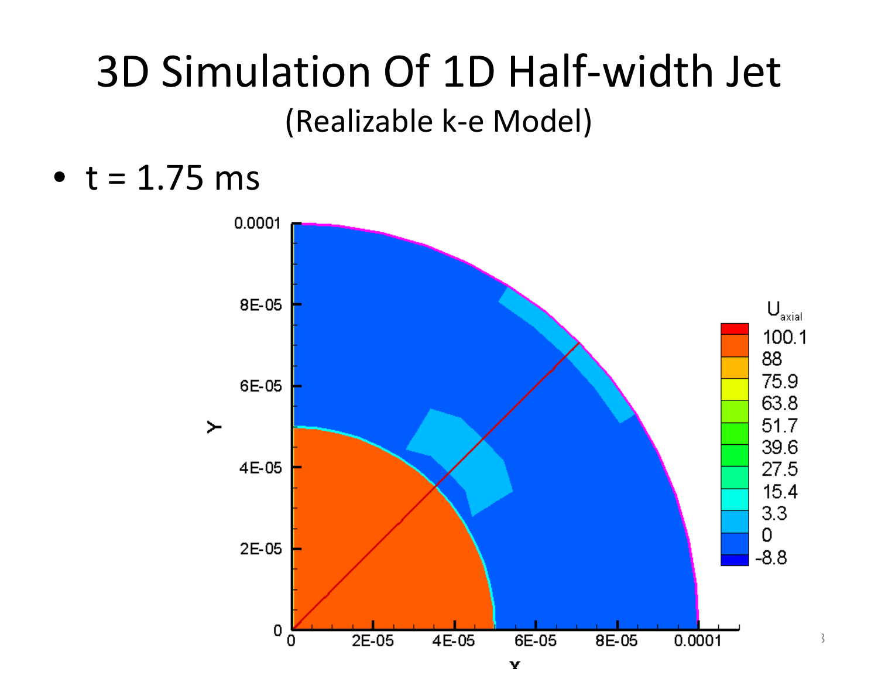# 3D Simulation Of 1D Half-width Jet

(Realizable k-e Model)

- t = 1.75 ms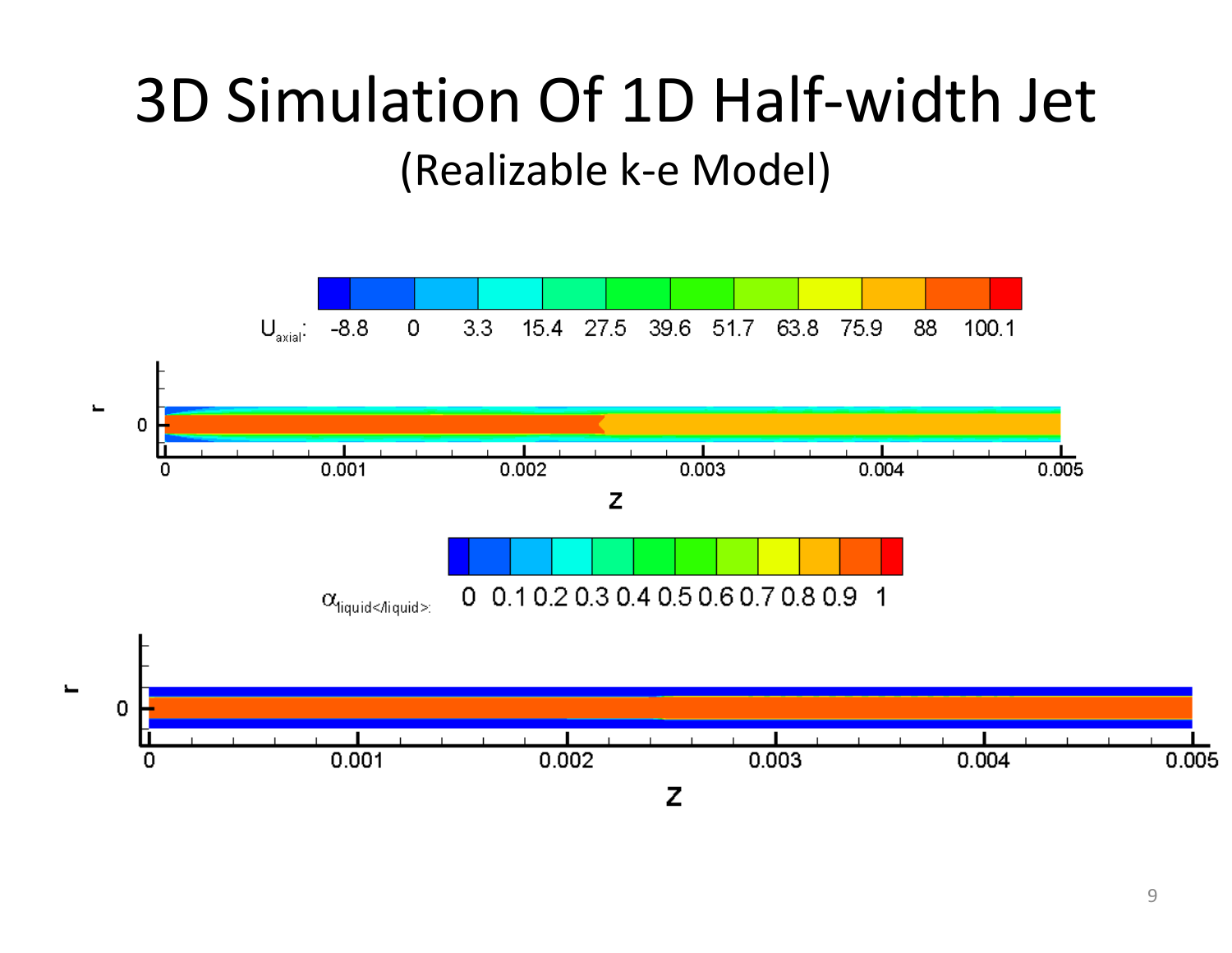# 3D Simulation Of 1D Half-width Jet

## (Realizable k-e Model)

$U_{axial}$: -8.8 0 3.3 15.4 27.5 39.6 51.7 63.8 75.9 88 100.1

r

0

0 0.001 0.002 0.003 0.004 0.005

z

$\alpha_{liquid</liquid>}$: 0 0.1 0.2 0.3 0.4 0.5 0.6 0.7 0.8 0.9 1

r

0

0 0.001 0.002 0.003 0.004 0.005

z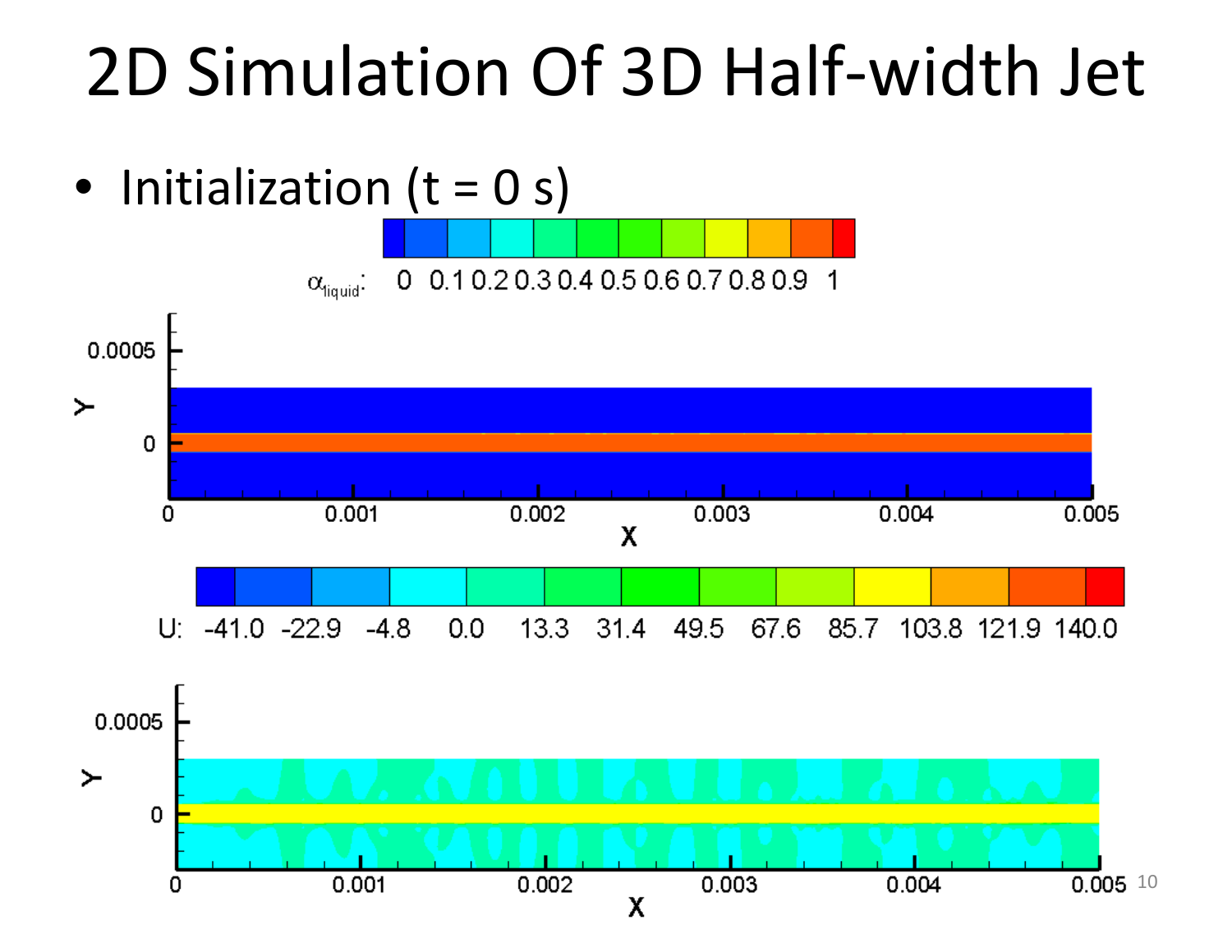# 2D Simulation Of 3D Half-width Jet

- Initialization (t = 0 s)

$\alpha_{liquid}$: 0 0.1 0.2 0.3 0.4 0.5 0.6 0.7 0.8 0.9 1

Y: 0, 0.0005

X: 0, 0.001, 0.002, 0.003, 0.004, 0.005

U: -41.0 -22.9 -4.8 0.0 13.3 31.4 49.5 67.6 85.7 103.8 121.9 140.0

Y: 0, 0.0005

X: 0, 0.001, 0.002, 0.003, 0.004, 0.005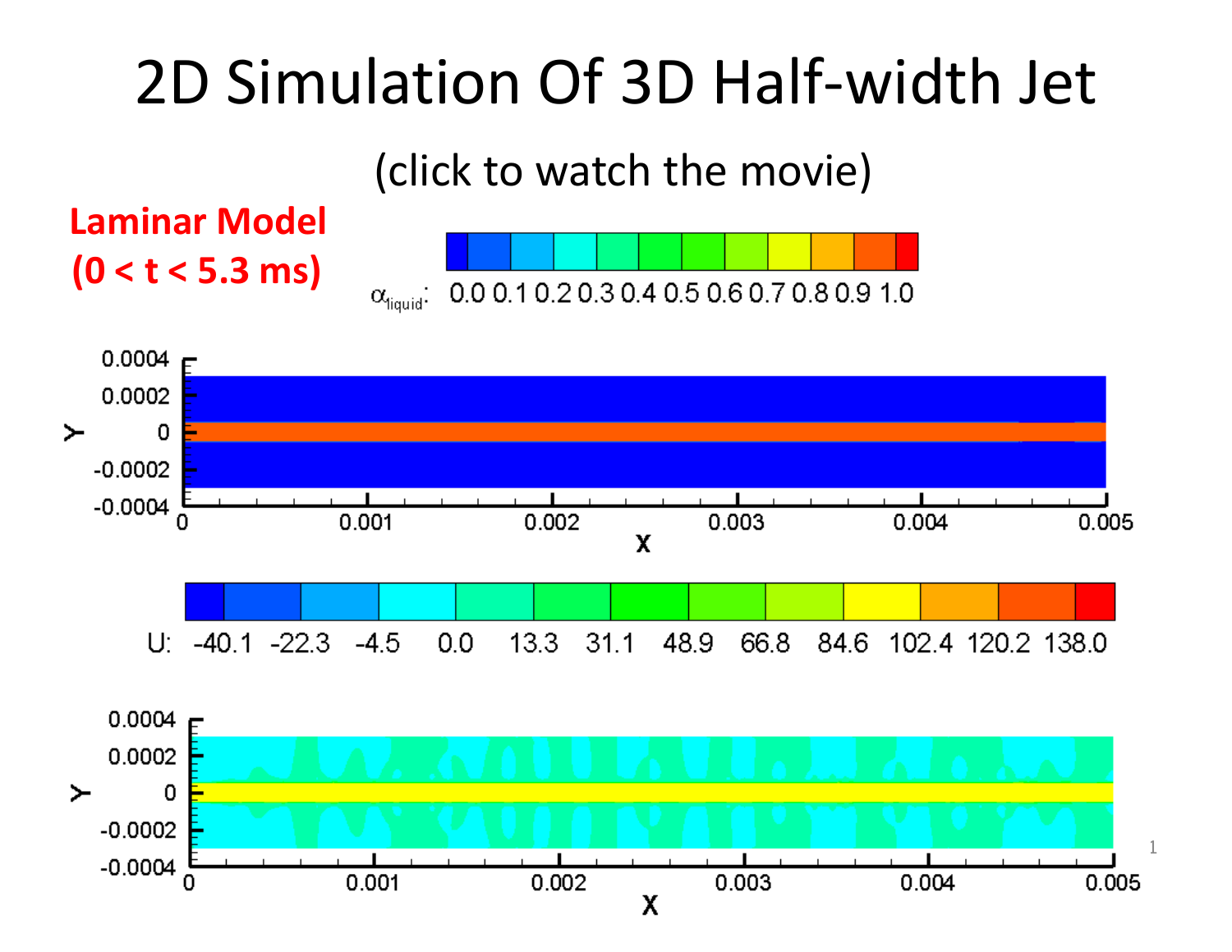# 2D Simulation Of 3D Half-width Jet

(click to watch the movie)

**Laminar Model**
**(0 < t < 5.3 ms)**

$\alpha_{liquid}$: 0.0 0.1 0.2 0.3 0.4 0.5 0.6 0.7 0.8 0.9 1.0

U: -40.1 -22.3 -4.5 0.0 13.3 31.1 48.9 66.8 84.6 102.4 120.2 138.0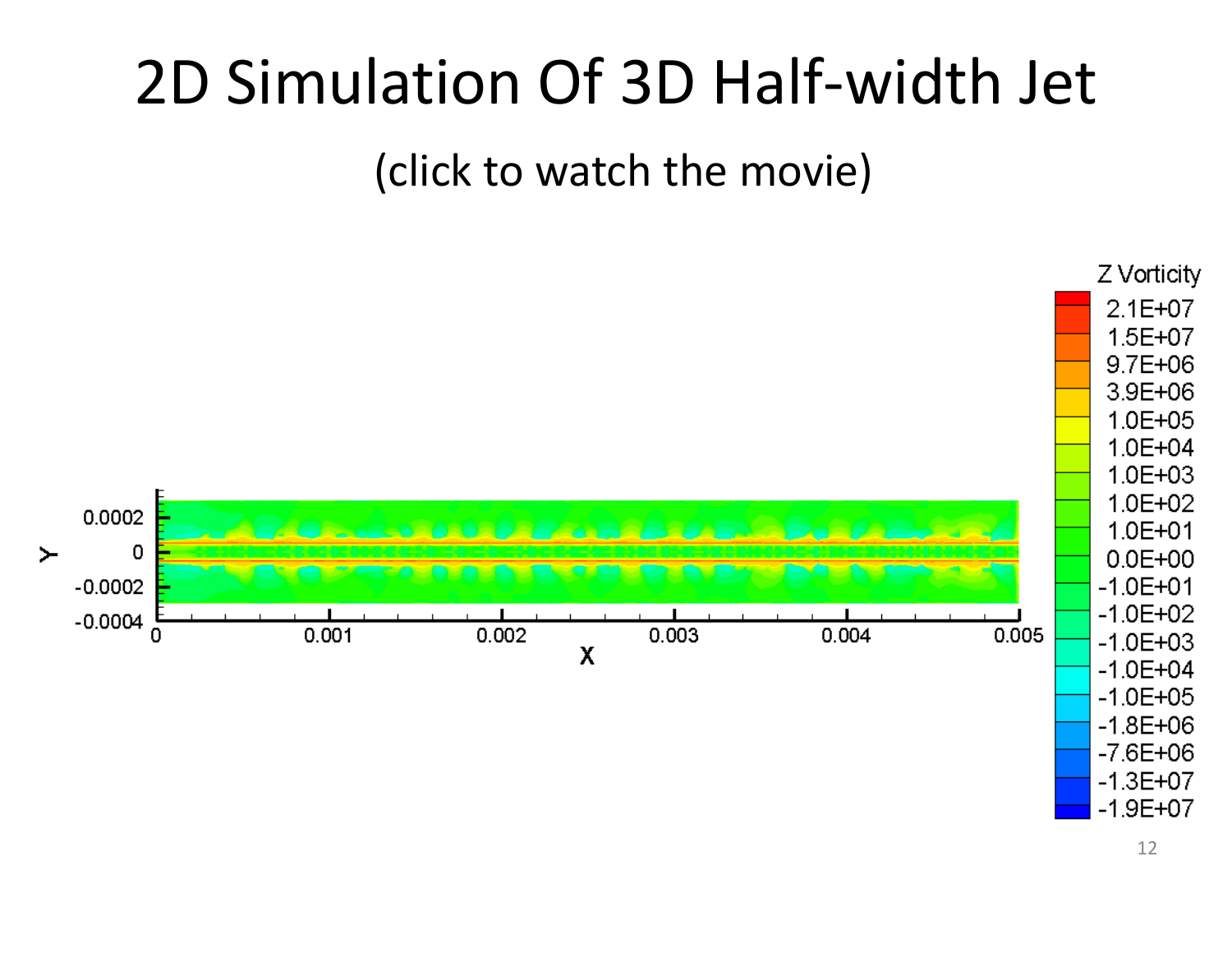# 2D Simulation Of 3D Half-width Jet

(click to watch the movie)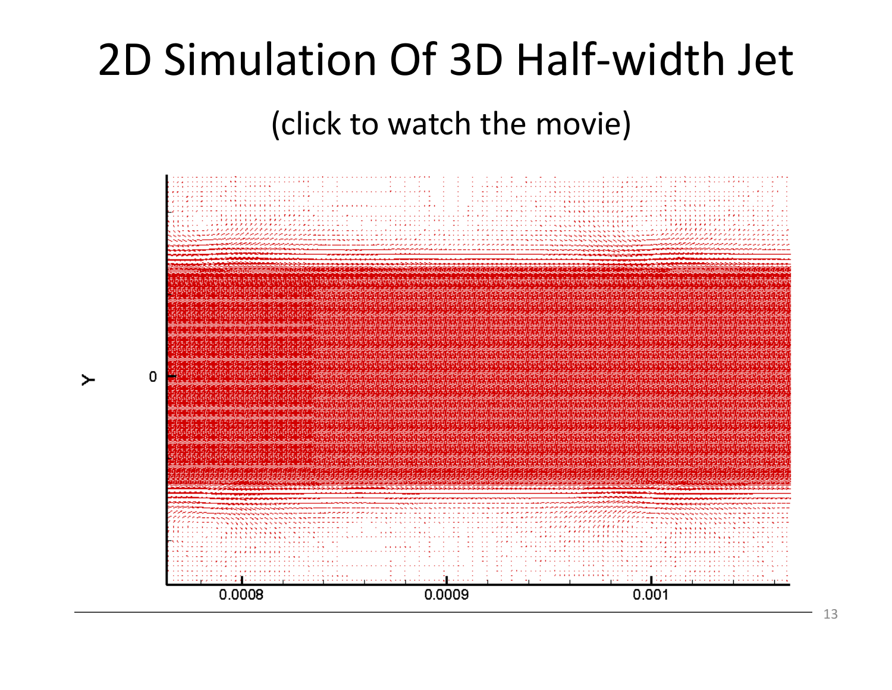# 2D Simulation Of 3D Half-width Jet

(click to watch the movie)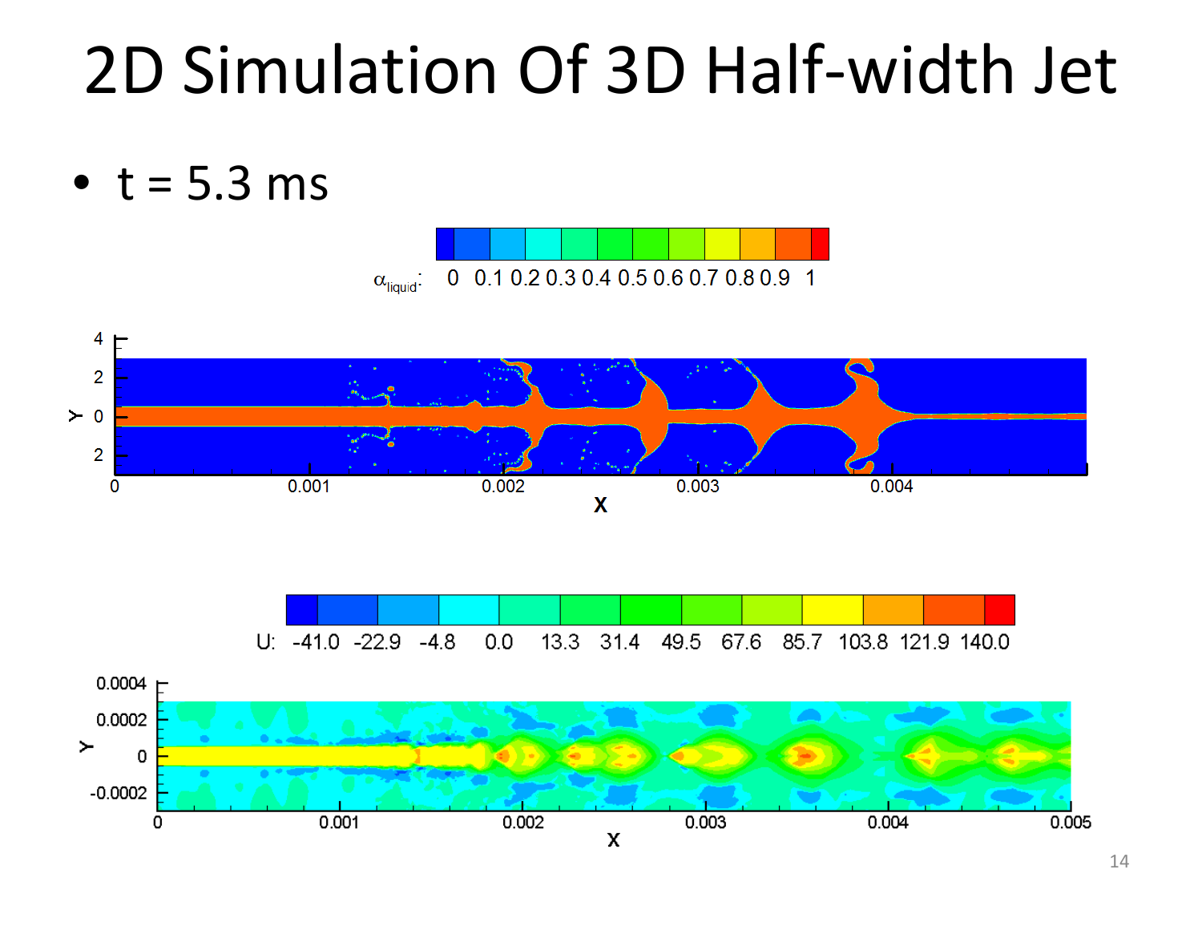# 2D Simulation Of 3D Half-width Jet

- t = 5.3 ms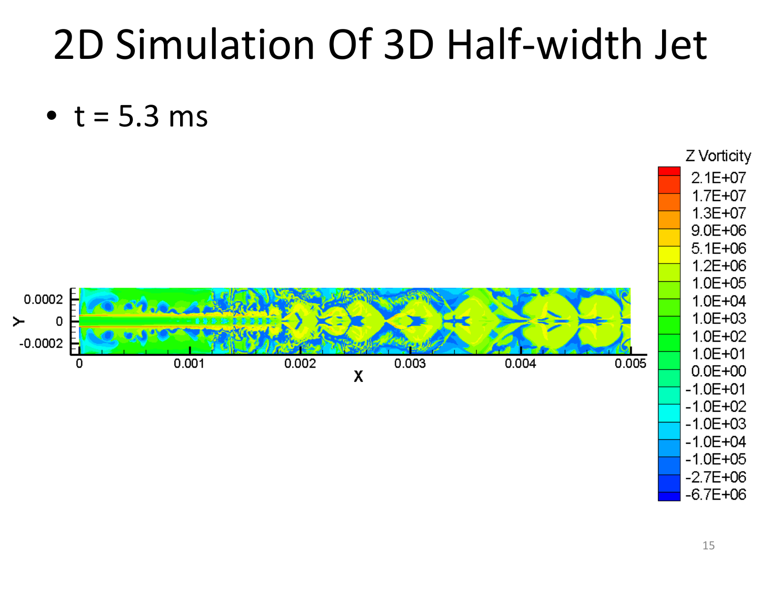# 2D Simulation Of 3D Half-width Jet

- t = 5.3 ms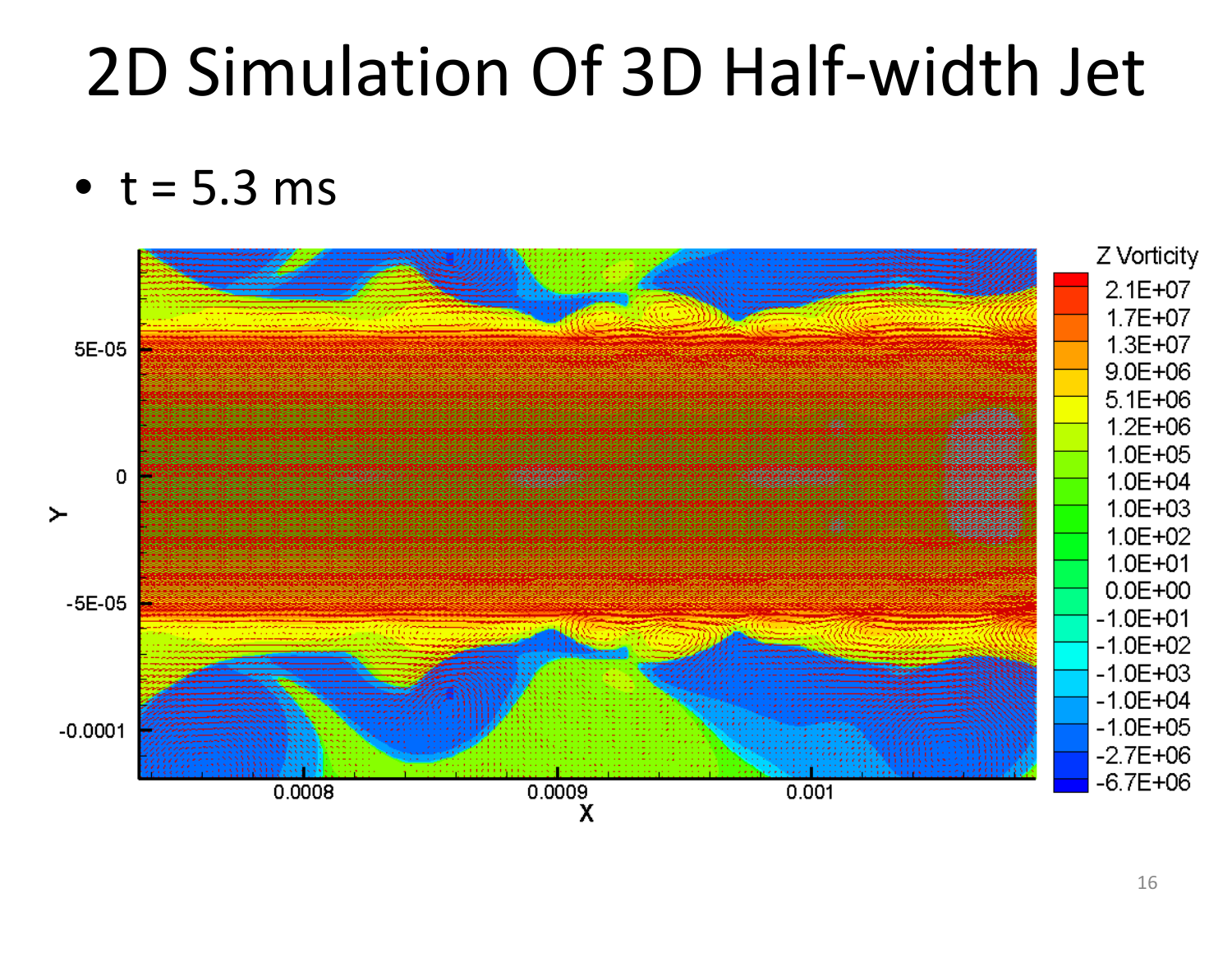# 2D Simulation Of 3D Half-width Jet

- t = 5.3 ms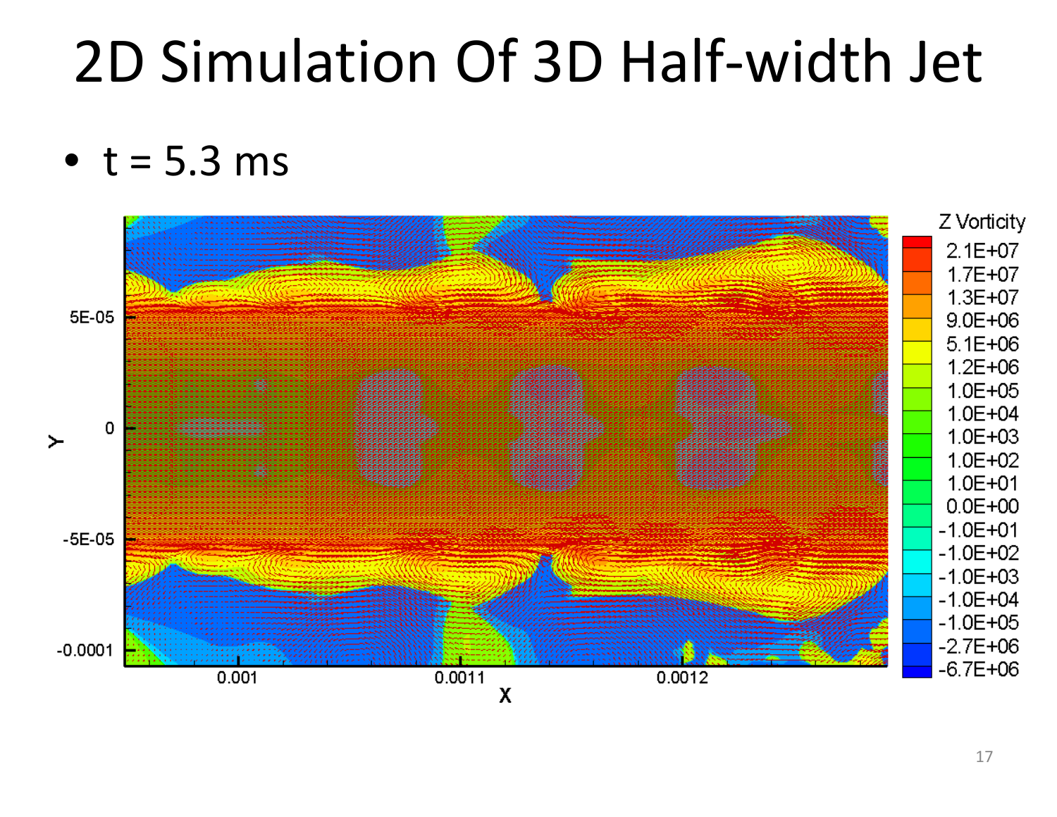# 2D Simulation Of 3D Half-width Jet

- t = 5.3 ms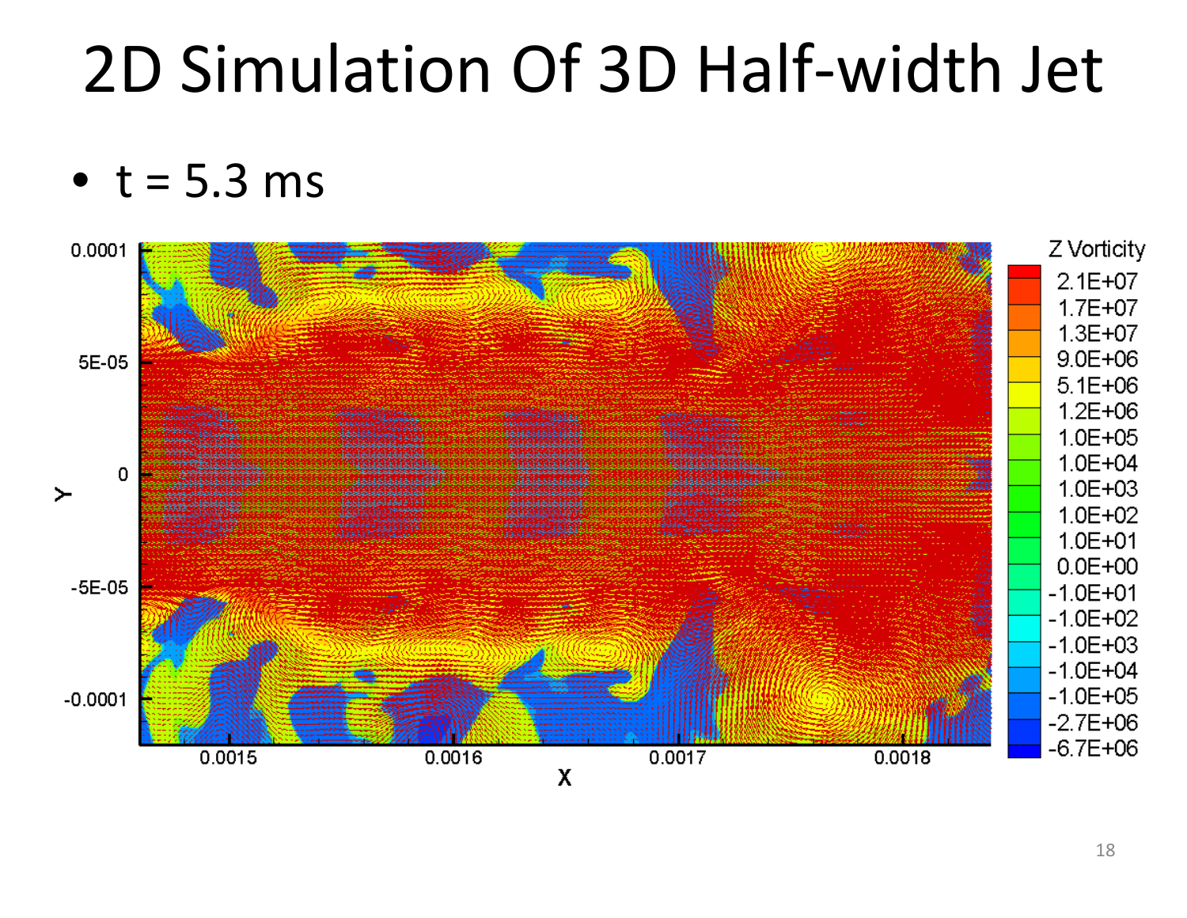# 2D Simulation Of 3D Half-width Jet

- t = 5.3 ms

Z Vorticity

2.1E+07
1.7E+07
1.3E+07
9.0E+06
5.1E+06
1.2E+06
1.0E+05
1.0E+04
1.0E+03
1.0E+02
1.0E+01
0.0E+00
-1.0E+01
-1.0E+02
-1.0E+03
-1.0E+04
-1.0E+05
-2.7E+06
-6.7E+06

Y

0.0001
5E-05
0
-5E-05
-0.0001

X

0.0015
0.0016
0.0017
0.0018